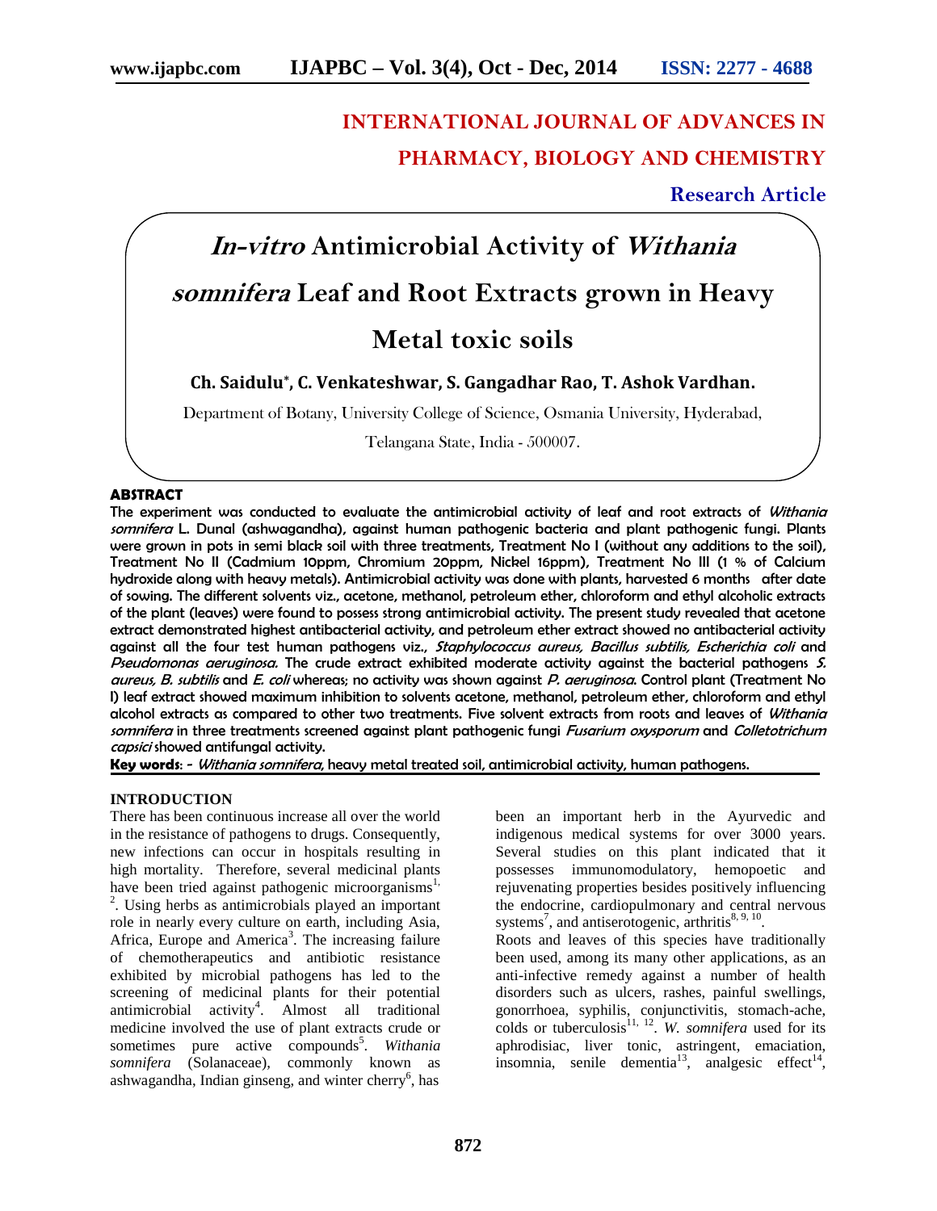# INTERNATIONAL JOURNAL OF ADVANCES IN PHARMACY, BIOLOGY AND CHEMISTRY

**Research Article**

# *In-vitro* Antimicrobial Activity of *Withania somnifera* Leaf and Root Extracts grown in Heavy Metal toxic soils

**Ch. Saidulu\*, C. Venkateshwar, S. Gangadhar Rao, T. Ashok Vardhan.**

Department of Botany, University College of Science, Osmania University, Hyderabad, Telangana State, India - 500007.

## ABSTRACT

**The experiment was conducted to evaluate the antimicrobial activity of leaf and root extracts of *Withania somnifera* L. Dunal (ashwagandha), against human pathogenic bacteria and plant pathogenic fungi. Plants were grown in pots in semi black soil with three treatments, Treatment No I (without any additions to the soil), Treatment No II (Cadmium 10ppm, Chromium 20ppm, Nickel 16ppm), Treatment No III (1 % of Calcium hydroxide along with heavy metals). Antimicrobial activity was done with plants, harvested 6 months after date of sowing. The different solvents viz., acetone, methanol, petroleum ether, chloroform and ethyl alcoholic extracts of the plant (leaves) were found to possess strong antimicrobial activity. The present study revealed that acetone extract demonstrated highest antibacterial activity, and petroleum ether extract showed no antibacterial activity against all the four test human pathogens viz., *Staphylococcus aureus, Bacillus subtilis, Escherichia coli* and *Pseudomonas aeruginosa.* The crude extract exhibited moderate activity against the bacterial pathogens *S. aureus, B. subtilis* and *E. coli* whereas; no activity was shown against *P. aeruginosa.* Control plant (Treatment No I) leaf extract showed maximum inhibition to solvents acetone, methanol, petroleum ether, chloroform and ethyl alcohol extracts as compared to other two treatments. Five solvent extracts from roots and leaves of *Withania somnifera* in three treatments screened against plant pathogenic fungi *Fusarium oxysporum* and *Colletotrichum capsici* showed antifungal activity.**

**Key words**: - *Withania somnifera,* heavy metal treated soil, antimicrobial activity, human pathogens.

## INTRODUCTION

There has been continuous increase all over the world in the resistance of pathogens to drugs. Consequently, new infections can occur in hospitals resulting in high mortality. Therefore, several medicinal plants have been tried against pathogenic microorganisms[1, 2]. Using herbs as antimicrobials played an important role in nearly every culture on earth, including Asia, Africa, Europe and America[3]. The increasing failure of chemotherapeutics and antibiotic resistance exhibited by microbial pathogens has led to the screening of medicinal plants for their potential antimicrobial activity[4]. Almost all traditional medicine involved the use of plant extracts crude or sometimes pure active compounds[5]. *Withania somnifera* (Solanaceae), commonly known as ashwagandha, Indian ginseng, and winter cherry[6], has been an important herb in the Ayurvedic and indigenous medical systems for over 3000 years. Several studies on this plant indicated that it possesses immunomodulatory, hemopoietic and rejuvenating properties besides positively influencing the endocrine, cardiopulmonary and central nervous systems[7], and antiserotogenic, arthritis[8, 9, 10].

Roots and leaves of this species have traditionally been used, among its many other applications, as an anti-infective remedy against a number of health disorders such as ulcers, rashes, painful swellings, gonorrhoea, syphilis, conjunctivitis, stomach-ache, colds or tuberculosis[11, 12]. *W. somnifera* used for its aphrodisiac, liver tonic, astringent, emaciation, insomnia, senile dementia[13], analgesic effect[14],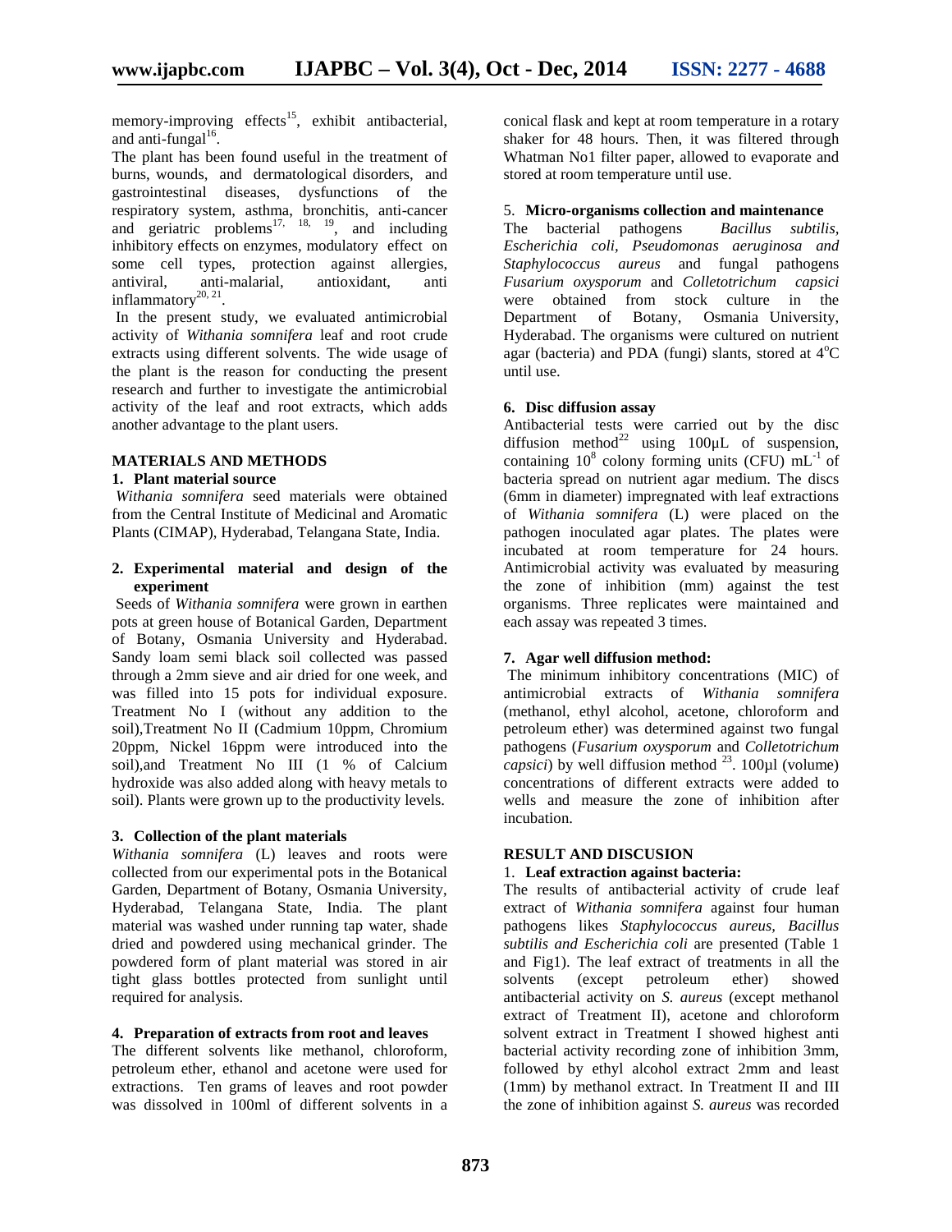memory-improving effects[15], exhibit antibacterial, and anti-fungal[16].

The plant has been found useful in the treatment of burns, wounds, and dermatological disorders, and gastrointestinal diseases, dysfunctions of the respiratory system, asthma, bronchitis, anti-cancer and geriatric problems[17, 18, 19], and including inhibitory effects on enzymes, modulatory effect on some cell types, protection against allergies, antiviral, anti-malarial, antioxidant, anti inflammatory[20, 21].

In the present study, we evaluated antimicrobial activity of *Withania somnifera* leaf and root crude extracts using different solvents. The wide usage of the plant is the reason for conducting the present research and further to investigate the antimicrobial activity of the leaf and root extracts, which adds another advantage to the plant users.

## MATERIALS AND METHODS

### 1. Plant material source

*Withania somnifera* seed materials were obtained from the Central Institute of Medicinal and Aromatic Plants (CIMAP), Hyderabad, Telangana State, India.

### 2. Experimental material and design of the experiment

Seeds of *Withania somnifera* were grown in earthen pots at green house of Botanical Garden, Department of Botany, Osmania University and Hyderabad. Sandy loam semi black soil collected was passed through a 2mm sieve and air dried for one week, and was filled into 15 pots for individual exposure. Treatment No I (without any addition to the soil),Treatment No II (Cadmium 10ppm, Chromium 20ppm, Nickel 16ppm were introduced into the soil),and Treatment No III (1 % of Calcium hydroxide was also added along with heavy metals to soil). Plants were grown up to the productivity levels.

### 3. Collection of the plant materials

*Withania somnifera* (L) leaves and roots were collected from our experimental pots in the Botanical Garden, Department of Botany, Osmania University, Hyderabad, Telangana State, India. The plant material was washed under running tap water, shade dried and powdered using mechanical grinder. The powdered form of plant material was stored in air tight glass bottles protected from sunlight until required for analysis.

### 4. Preparation of extracts from root and leaves

The different solvents like methanol, chloroform, petroleum ether, ethanol and acetone were used for extractions. Ten grams of leaves and root powder was dissolved in 100ml of different solvents in a conical flask and kept at room temperature in a rotary shaker for 48 hours. Then, it was filtered through Whatman No1 filter paper, allowed to evaporate and stored at room temperature until use.

### 5. Micro-organisms collection and maintenance

The bacterial pathogens *Bacillus subtilis, Escherichia coli*, *Pseudomonas aeruginosa and Staphylococcus aureus* and fungal pathogens *Fusarium oxysporum* and *Colletotrichum capsici* were obtained from stock culture in the Department of Botany, Osmania University, Hyderabad. The organisms were cultured on nutrient agar (bacteria) and PDA (fungi) slants, stored at 4$^{o}$C until use.

### 6. Disc diffusion assay

Antibacterial tests were carried out by the disc diffusion method[22] using 100µL of suspension, containing $10^{8}$ colony forming units (CFU) mL$^{-1}$ of bacteria spread on nutrient agar medium. The discs (6mm in diameter) impregnated with leaf extractions of *Withania somnifera* (L) were placed on the pathogen inoculated agar plates. The plates were incubated at room temperature for 24 hours. Antimicrobial activity was evaluated by measuring the zone of inhibition (mm) against the test organisms. Three replicates were maintained and each assay was repeated 3 times.

### 7. Agar well diffusion method:

The minimum inhibitory concentrations (MIC) of antimicrobial extracts of *Withania somnifera* (methanol, ethyl alcohol, acetone, chloroform and petroleum ether) was determined against two fungal pathogens (*Fusarium oxysporum* and *Colletotrichum capsici*) by well diffusion method [23]. 100µl (volume) concentrations of different extracts were added to wells and measure the zone of inhibition after incubation.

## RESULT AND DISCUSION

### 1. Leaf extraction against bacteria:

The results of antibacterial activity of crude leaf extract of *Withania somnifera* against four human pathogens likes *Staphylococcus aureus, Bacillus subtilis and Escherichia coli* are presented (Table 1 and Fig1). The leaf extract of treatments in all the solvents (except petroleum ether) showed antibacterial activity on *S. aureus* (except methanol extract of Treatment II), acetone and chloroform solvent extract in Treatment I showed highest anti bacterial activity recording zone of inhibition 3mm, followed by ethyl alcohol extract 2mm and least (1mm) by methanol extract. In Treatment II and III the zone of inhibition against *S. aureus* was recorded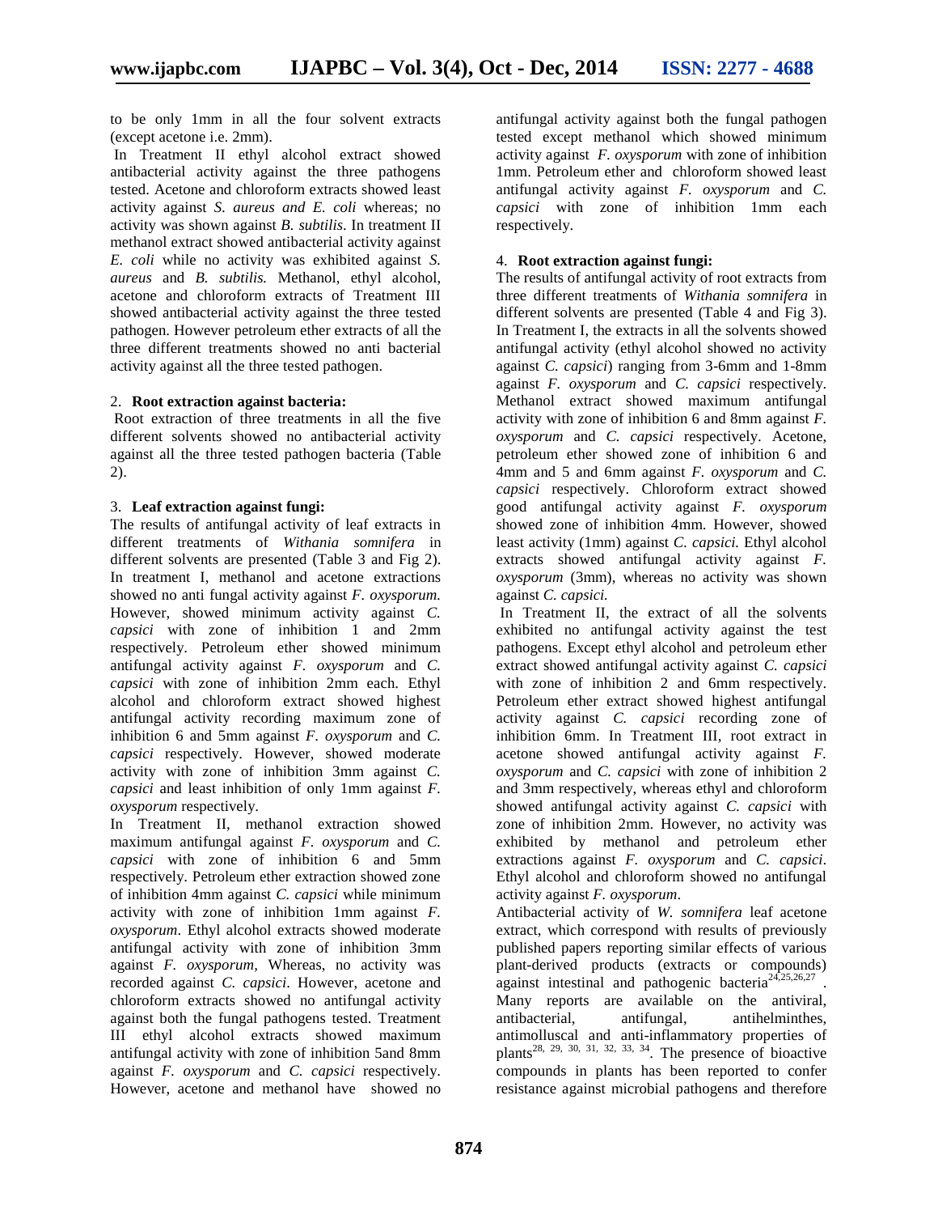to be only 1mm in all the four solvent extracts (except acetone i.e. 2mm).

In Treatment II ethyl alcohol extract showed antibacterial activity against the three pathogens tested. Acetone and chloroform extracts showed least activity against *S. aureus and E. coli* whereas; no activity was shown against *B. subtilis*. In treatment II methanol extract showed antibacterial activity against *E. coli* while no activity was exhibited against *S. aureus* and *B. subtilis.* Methanol, ethyl alcohol, acetone and chloroform extracts of Treatment III showed antibacterial activity against the three tested pathogen. However petroleum ether extracts of all the three different treatments showed no anti bacterial activity against all the three tested pathogen.

2. **Root extraction against bacteria:**

Root extraction of three treatments in all the five different solvents showed no antibacterial activity against all the three tested pathogen bacteria (Table 2).

3. **Leaf extraction against fungi:**

The results of antifungal activity of leaf extracts in different treatments of *Withania somnifera* in different solvents are presented (Table 3 and Fig 2). In treatment I, methanol and acetone extractions showed no anti fungal activity against *F. oxysporum.* However, showed minimum activity against *C. capsici* with zone of inhibition 1 and 2mm respectively. Petroleum ether showed minimum antifungal activity against *F. oxysporum* and *C. capsici* with zone of inhibition 2mm each. Ethyl alcohol and chloroform extract showed highest antifungal activity recording maximum zone of inhibition 6 and 5mm against *F. oxysporum* and *C. capsici* respectively. However, showed moderate activity with zone of inhibition 3mm against *C. capsici* and least inhibition of only 1mm against *F. oxysporum* respectively.

In Treatment II, methanol extraction showed maximum antifungal against *F. oxysporum* and *C. capsici* with zone of inhibition 6 and 5mm respectively. Petroleum ether extraction showed zone of inhibition 4mm against *C. capsici* while minimum activity with zone of inhibition 1mm against *F. oxysporum*. Ethyl alcohol extracts showed moderate antifungal activity with zone of inhibition 3mm against *F. oxysporum*, Whereas, no activity was recorded against *C. capsici*. However, acetone and chloroform extracts showed no antifungal activity against both the fungal pathogens tested. Treatment III ethyl alcohol extracts showed maximum antifungal activity with zone of inhibition 5and 8mm against *F. oxysporum* and *C. capsici* respectively. However, acetone and methanol have showed no antifungal activity against both the fungal pathogen tested except methanol which showed minimum activity against *F. oxysporum* with zone of inhibition 1mm. Petroleum ether and chloroform showed least antifungal activity against *F. oxysporum* and *C. capsici* with zone of inhibition 1mm each respectively.

4. **Root extraction against fungi:**

The results of antifungal activity of root extracts from three different treatments of *Withania somnifera* in different solvents are presented (Table 4 and Fig 3). In Treatment I, the extracts in all the solvents showed antifungal activity (ethyl alcohol showed no activity against *C. capsici*) ranging from 3-6mm and 1-8mm against *F. oxysporum* and *C. capsici* respectively. Methanol extract showed maximum antifungal activity with zone of inhibition 6 and 8mm against *F. oxysporum* and *C. capsici* respectively. Acetone, petroleum ether showed zone of inhibition 6 and 4mm and 5 and 6mm against *F. oxysporum* and *C. capsici* respectively. Chloroform extract showed good antifungal activity against *F. oxysporum* showed zone of inhibition 4mm. However, showed least activity (1mm) against *C. capsici.* Ethyl alcohol extracts showed antifungal activity against *F. oxysporum* (3mm), whereas no activity was shown against *C. capsici.*

In Treatment II, the extract of all the solvents exhibited no antifungal activity against the test pathogens. Except ethyl alcohol and petroleum ether extract showed antifungal activity against *C. capsici* with zone of inhibition 2 and 6mm respectively. Petroleum ether extract showed highest antifungal activity against *C. capsici* recording zone of inhibition 6mm. In Treatment III, root extract in acetone showed antifungal activity against *F. oxysporum* and *C. capsici* with zone of inhibition 2 and 3mm respectively, whereas ethyl and chloroform showed antifungal activity against *C. capsici* with zone of inhibition 2mm. However, no activity was exhibited by methanol and petroleum ether extractions against *F. oxysporum* and *C. capsici*. Ethyl alcohol and chloroform showed no antifungal activity against *F. oxysporum*.

Antibacterial activity of *W. somnifera* leaf acetone extract, which correspond with results of previously published papers reporting similar effects of various plant-derived products (extracts or compounds) against intestinal and pathogenic bacteria[24,25,26,27]. Many reports are available on the antiviral, antibacterial, antifungal, antihelminthes, antimolluscal and anti-inflammatory properties of plants[28, 29, 30, 31, 32, 33, 34]. The presence of bioactive compounds in plants has been reported to confer resistance against microbial pathogens and therefore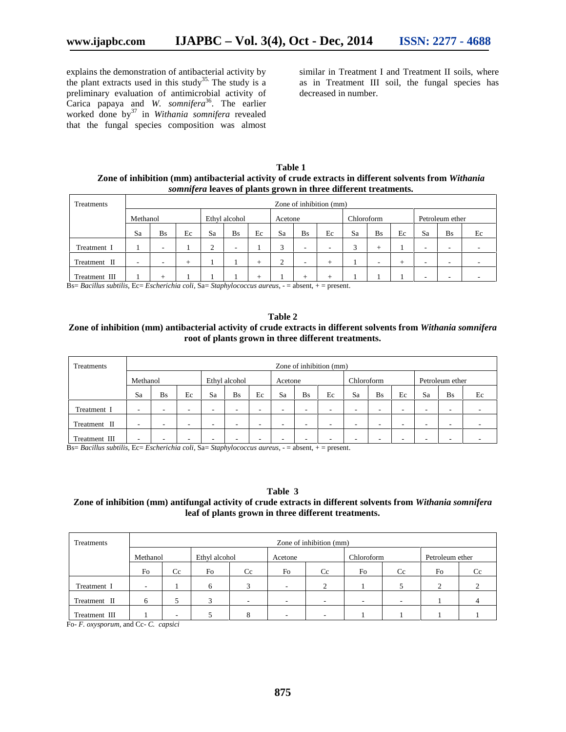explains the demonstration of antibacterial activity by the plant extracts used in this study[35]. The study is a preliminary evaluation of antimicrobial activity of Carica papaya and *W. somnifera*[36]. The earlier worked done by[37] in *Withania somnifera* revealed that the fungal species composition was almost similar in Treatment I and Treatment II soils, where as in Treatment III soil, the fungal species has decreased in number.

**Table 1**
**Zone of inhibition (mm) antibacterial activity of crude extracts in different solvents from *Withania somnifera* leaves of plants grown in three different treatments.**

| Treatments | Zone of inhibition (mm) | | | | | | | | | | | | | | |
|---|---|---|---|---|---|---|---|---|---|---|---|---|---|---|---|
| | Methanol | | | Ethyl alcohol | | | Acetone | | | Chloroform | | | Petroleum ether | | |
| | Sa | Bs | Ec | Sa | Bs | Ec | Sa | Bs | Ec | Sa | Bs | Ec | Sa | Bs | Ec |
| Treatment I | 1 | - | 1 | 2 | - | 1 | 3 | - | - | 3 | + | 1 | - | - | - |
| Treatment II | - | - | + | 1 | 1 | + | 2 | - | + | 1 | - | + | - | - | - |
| Treatment III | 1 | + | 1 | 1 | 1 | + | 1 | + | + | 1 | 1 | 1 | - | - | - |

Bs= *Bacillus subtilis*, Ec= *Escherichia coli*, Sa= *Staphylococcus aureus*, - = absent, + = present.

**Table 2**
**Zone of inhibition (mm) antibacterial activity of crude extracts in different solvents from *Withania somnifera* root of plants grown in three different treatments.**

| Treatments | Zone of inhibition (mm) | | | | | | | | | | | | | | |
|---|---|---|---|---|---|---|---|---|---|---|---|---|---|---|---|
| | Methanol | | | Ethyl alcohol | | | Acetone | | | Chloroform | | | Petroleum ether | | |
| | Sa | Bs | Ec | Sa | Bs | Ec | Sa | Bs | Ec | Sa | Bs | Ec | Sa | Bs | Ec |
| Treatment I | - | - | - | - | - | - | - | - | - | - | - | - | - | - | - |
| Treatment II | - | - | - | - | - | - | - | - | - | - | - | - | - | - | - |
| Treatment III | - | - | - | - | - | - | - | - | - | - | - | - | - | - | - |

Bs= *Bacillus subtilis*, Ec= *Escherichia coli*, Sa= *Staphylococcus aureus*, - = absent, + = present.

**Table 3**
**Zone of inhibition (mm) antifungal activity of crude extracts in different solvents from *Withania somnifera* leaf of plants grown in three different treatments.**

| Treatments | Zone of inhibition (mm) | | | | | | | | | |
|---|---|---|---|---|---|---|---|---|---|---|
| | Methanol | | Ethyl alcohol | | Acetone | | Chloroform | | Petroleum ether | |
| | Fo | Cc | Fo | Cc | Fo | Cc | Fo | Cc | Fo | Cc |
| Treatment I | - | 1 | 6 | 3 | - | 2 | 1 | 5 | 2 | 2 |
| Treatment II | 6 | 5 | 3 | - | - | - | - | - | 1 | 4 |
| Treatment III | 1 | - | 5 | 8 | - | - | 1 | 1 | 1 | 1 |

Fo- *F. oxysporum*, and Cc- *C. capsici*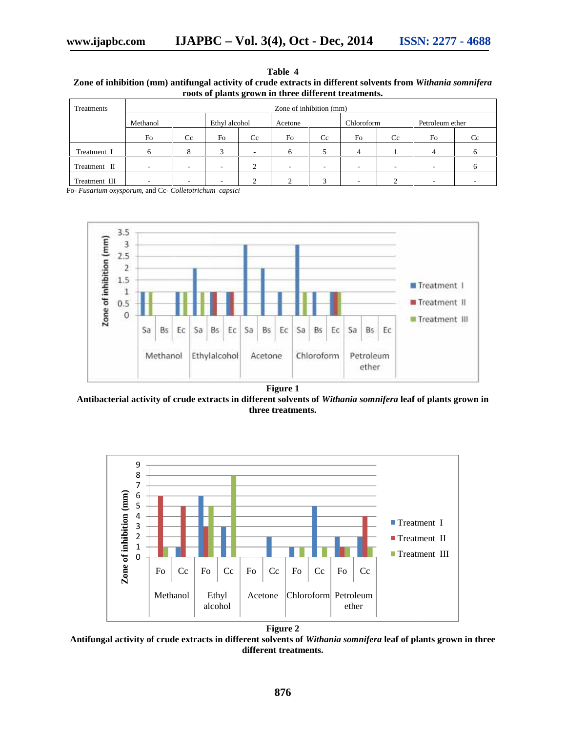**Table 4**

**Zone of inhibition (mm) antifungal activity of crude extracts in different solvents from *Withania somnifera* roots of plants grown in three different treatments.**

| Treatments | Zone of inhibition (mm) | | | | | | | | | |
|---|---|---|---|---|---|---|---|---|---|---|
| | Methanol | | Ethyl alcohol | | Acetone | | Chloroform | | Petroleum ether | |
| | Fo | Cc | Fo | Cc | Fo | Cc | Fo | Cc | Fo | Cc |
| Treatment I | 6 | 8 | 3 | - | 6 | 5 | 4 | 1 | 4 | 6 |
| Treatment II | - | - | - | 2 | - | - | - | - | - | 6 |
| Treatment III | - | - | - | 2 | 2 | 3 | - | 2 | - | - |

Fo- *Fusarium oxysporum*, and Cc- *Colletotrichum capsici*

**Figure 1**

**Antibacterial activity of crude extracts in different solvents of *Withania somnifera* leaf of plants grown in three treatments.**

**Figure 2**

**Antifungal activity of crude extracts in different solvents of *Withania somnifera* leaf of plants grown in three different treatments.**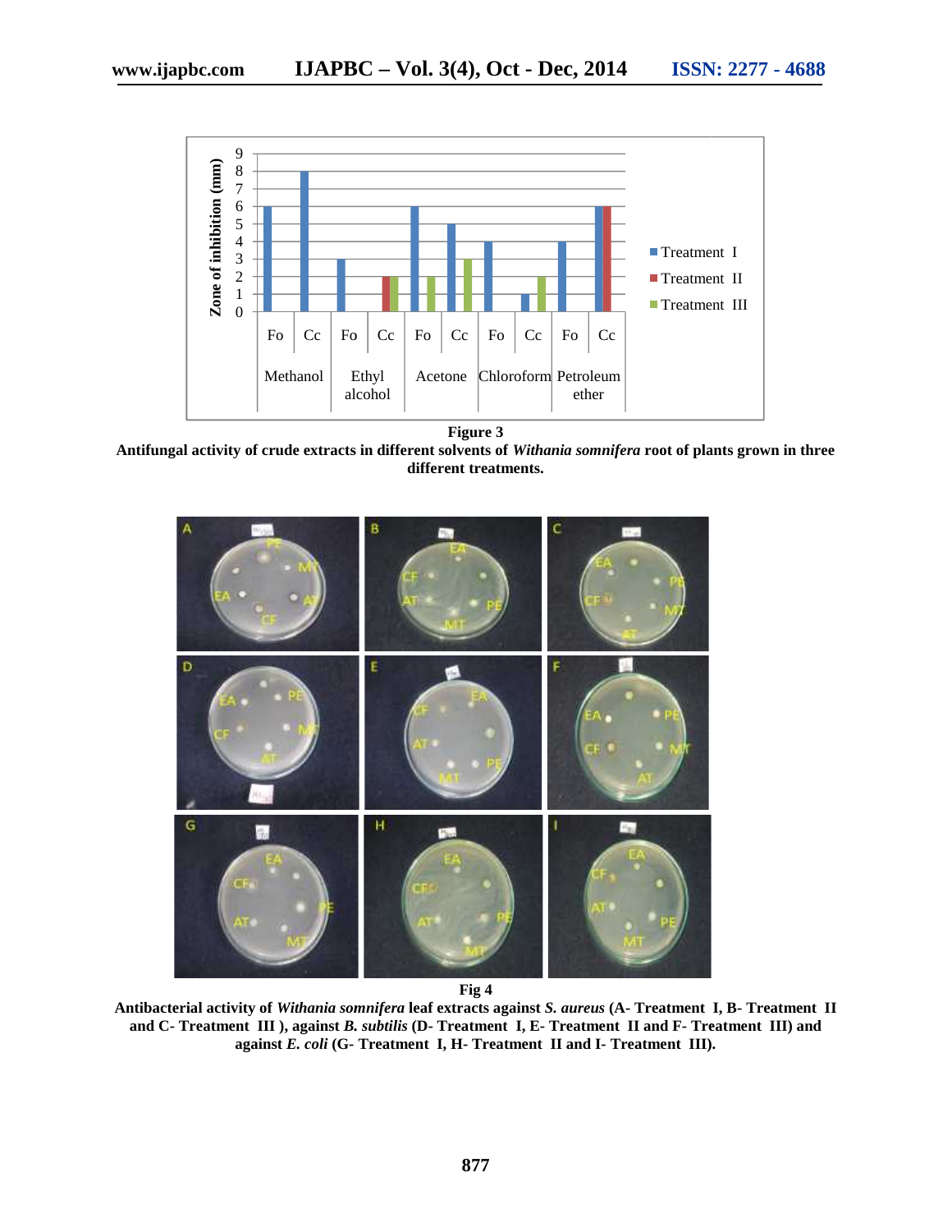**Figure 3**

**Antifungal activity of crude extracts in different solvents of *Withania somnifera* root of plants grown in three different treatments.**

**Fig 4**

**Antibacterial activity of *Withania somnifera* leaf extracts against *S. aureus* (A- Treatment I, B- Treatment II and C- Treatment III ), against *B. subtilis* (D- Treatment I, E- Treatment II and F- Treatment III) and against *E. coli* (G- Treatment I, H- Treatment II and I- Treatment III).**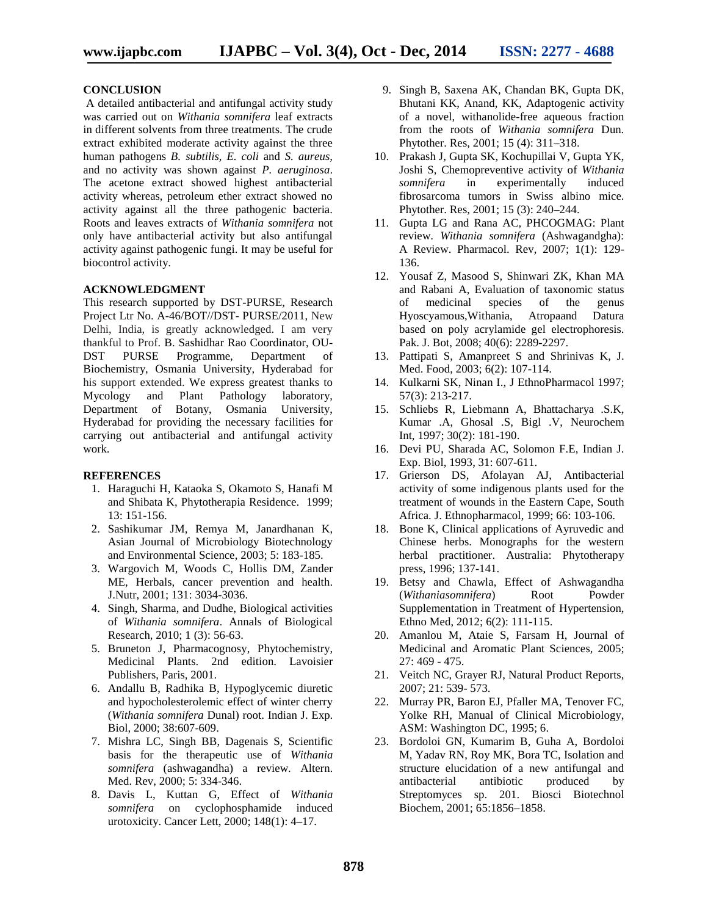## CONCLUSION

A detailed antibacterial and antifungal activity study was carried out on *Withania somnifera* leaf extracts in different solvents from three treatments. The crude extract exhibited moderate activity against the three human pathogens *B. subtilis, E. coli* and *S. aureus,* and no activity was shown against *P. aeruginosa*. The acetone extract showed highest antibacterial activity whereas, petroleum ether extract showed no activity against all the three pathogenic bacteria. Roots and leaves extracts of *Withania somnifera* not only have antibacterial activity but also antifungal activity against pathogenic fungi. It may be useful for biocontrol activity.

## ACKNOWLEDGMENT

This research supported by DST-PURSE, Research Project Ltr No. A-46/BOT//DST- PURSE/2011, New Delhi, India, is greatly acknowledged. I am very thankful to Prof. B. Sashidhar Rao Coordinator, OU-DST PURSE Programme, Department of Biochemistry, Osmania University, Hyderabad for his support extended. We express greatest thanks to Mycology and Plant Pathology laboratory, Department of Botany, Osmania University, Hyderabad for providing the necessary facilities for carrying out antibacterial and antifungal activity work.

## REFERENCES

1. Haraguchi H, Kataoka S, Okamoto S, Hanafi M and Shibata K, Phytotherapia Residence. 1999; 13: 151-156.
2. Sashikumar JM, Remya M, Janardhanan K, Asian Journal of Microbiology Biotechnology and Environmental Science, 2003; 5: 183-185.
3. Wargovich M, Woods C, Hollis DM, Zander ME, Herbals, cancer prevention and health. J.Nutr, 2001; 131: 3034-3036.
4. Singh, Sharma, and Dudhe, Biological activities of *Withania somnifera*. Annals of Biological Research, 2010; 1 (3): 56-63.
5. Bruneton J, Pharmacognosy, Phytochemistry, Medicinal Plants. 2nd edition. Lavoisier Publishers, Paris, 2001.
6. Andallu B, Radhika B, Hypoglycemic diuretic and hypocholesterolemic effect of winter cherry (*Withania somnifera* Dunal) root. Indian J. Exp. Biol, 2000; 38:607-609.
7. Mishra LC, Singh BB, Dagenais S, Scientific basis for the therapeutic use of *Withania somnifera* (ashwagandha) a review. Altern. Med. Rev, 2000; 5: 334-346.
8. Davis L, Kuttan G, Effect of *Withania somnifera* on cyclophosphamide induced urotoxicity. Cancer Lett, 2000; 148(1): 4–17.
9. Singh B, Saxena AK, Chandan BK, Gupta DK, Bhutani KK, Anand, KK, Adaptogenic activity of a novel, withanolide-free aqueous fraction from the roots of *Withania somnifera* Dun. Phytother. Res, 2001; 15 (4): 311–318.
10. Prakash J, Gupta SK, Kochupillai V, Gupta YK, Joshi S, Chemopreventive activity of *Withania somnifera* in experimentally induced fibrosarcoma tumors in Swiss albino mice. Phytother. Res, 2001; 15 (3): 240–244.
11. Gupta LG and Rana AC, PHCOGMAG: Plant review. *Withania somnifera* (Ashwagandgha): A Review. Pharmacol. Rev, 2007; 1(1): 129-136.
12. Yousaf Z, Masood S, Shinwari ZK, Khan MA and Rabani A, Evaluation of taxonomic status of medicinal species of the genus Hyoscyamous,Withania, Atropaand Datura based on poly acrylamide gel electrophoresis. Pak. J. Bot, 2008; 40(6): 2289-2297.
13. Pattipati S, Amanpreet S and Shrinivas K, J. Med. Food, 2003; 6(2): 107-114.
14. Kulkarni SK, Ninan I., J EthnoPharmacol 1997; 57(3): 213-217.
15. Schliebs R, Liebmann A, Bhattacharya .S.K, Kumar .A, Ghosal .S, Bigl .V, Neurochem Int, 1997; 30(2): 181-190.
16. Devi PU, Sharada AC, Solomon F.E, Indian J. Exp. Biol, 1993, 31: 607-611.
17. Grierson DS, Afolayan AJ, Antibacterial activity of some indigenous plants used for the treatment of wounds in the Eastern Cape, South Africa. J. Ethnopharmacol, 1999; 66: 103-106.
18. Bone K, Clinical applications of Ayruvedic and Chinese herbs. Monographs for the western herbal practitioner. Australia: Phytotherapy press, 1996; 137-141.
19. Betsy and Chawla, Effect of Ashwagandha (*Withaniasomnifera*) Root Powder Supplementation in Treatment of Hypertension, Ethno Med, 2012; 6(2): 111-115.
20. Amanlou M, Ataie S, Farsam H, Journal of Medicinal and Aromatic Plant Sciences, 2005; 27: 469 - 475.
21. Veitch NC, Grayer RJ, Natural Product Reports, 2007; 21: 539- 573.
22. Murray PR, Baron EJ, Pfaller MA, Tenover FC, Yolke RH, Manual of Clinical Microbiology, ASM: Washington DC, 1995; 6.
23. Bordoloi GN, Kumarim B, Guha A, Bordoloi M, Yadav RN, Roy MK, Bora TC, Isolation and structure elucidation of a new antifungal and antibacterial antibiotic produced by Streptomyces sp. 201. Biosci Biotechnol Biochem, 2001; 65:1856–1858.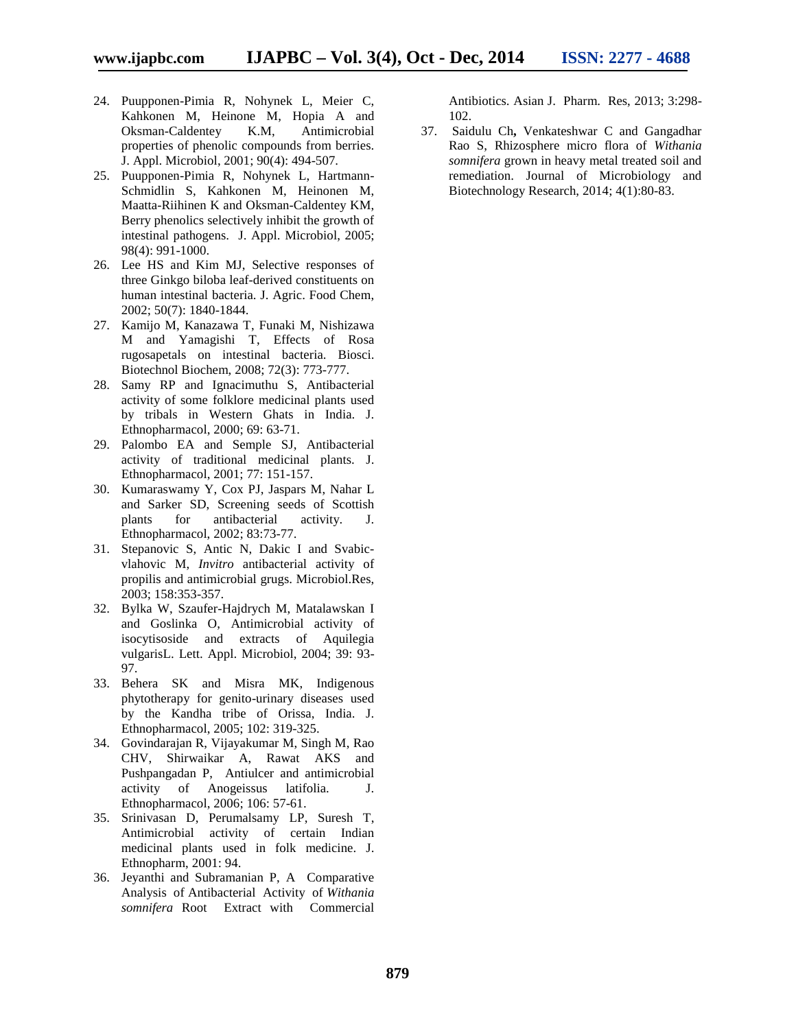24. Puupponen-Pimia R, Nohynek L, Meier C, Kahkonen M, Heinone M, Hopia A and Oksman-Caldentey K.M, Antimicrobial properties of phenolic compounds from berries. J. Appl. Microbiol, 2001; 90(4): 494-507.
25. Puupponen-Pimia R, Nohynek L, Hartmann-Schmidlin S, Kahkonen M, Heinonen M, Maatta-Riihinen K and Oksman-Caldentey KM, Berry phenolics selectively inhibit the growth of intestinal pathogens. J. Appl. Microbiol, 2005; 98(4): 991-1000.
26. Lee HS and Kim MJ, Selective responses of three Ginkgo biloba leaf-derived constituents on human intestinal bacteria. J. Agric. Food Chem, 2002; 50(7): 1840-1844.
27. Kamijo M, Kanazawa T, Funaki M, Nishizawa M and Yamagishi T, Effects of Rosa rugosapetals on intestinal bacteria. Biosci. Biotechnol Biochem, 2008; 72(3): 773-777.
28. Samy RP and Ignacimuthu S, Antibacterial activity of some folklore medicinal plants used by tribals in Western Ghats in India. J. Ethnopharmacol, 2000; 69: 63-71.
29. Palombo EA and Semple SJ, Antibacterial activity of traditional medicinal plants. J. Ethnopharmacol, 2001; 77: 151-157.
30. Kumaraswamy Y, Cox PJ, Jaspars M, Nahar L and Sarker SD, Screening seeds of Scottish plants for antibacterial activity. J. Ethnopharmacol, 2002; 83:73-77.
31. Stepanovic S, Antic N, Dakic I and Svabic-vlahovic M, *Invitro* antibacterial activity of propilis and antimicrobial grugs. Microbiol.Res, 2003; 158:353-357.
32. Bylka W, Szaufer-Hajdrych M, Matalawskan I and Goslinka O, Antimicrobial activity of isocytisoside and extracts of Aquilegia vulgarisL. Lett. Appl. Microbiol, 2004; 39: 93-97.
33. Behera SK and Misra MK, Indigenous phytotherapy for genito-urinary diseases used by the Kandha tribe of Orissa, India. J. Ethnopharmacol, 2005; 102: 319-325.
34. Govindarajan R, Vijayakumar M, Singh M, Rao CHV, Shirwaikar A, Rawat AKS and Pushpangadan P, Antiulcer and antimicrobial activity of Anogeissus latifolia. J. Ethnopharmacol, 2006; 106: 57-61.
35. Srinivasan D, Perumalsamy LP, Suresh T, Antimicrobial activity of certain Indian medicinal plants used in folk medicine. J. Ethnopharm, 2001: 94.
36. Jeyanthi and Subramanian P, A Comparative Analysis of Antibacterial Activity of *Withania somnifera* Root Extract with Commercial Antibiotics. Asian J. Pharm. Res, 2013; 3:298-102.
37. Saidulu Ch**,** Venkateshwar C and Gangadhar Rao S, Rhizosphere micro flora of *Withania somnifera* grown in heavy metal treated soil and remediation. Journal of Microbiology and Biotechnology Research, 2014; 4(1):80-83.